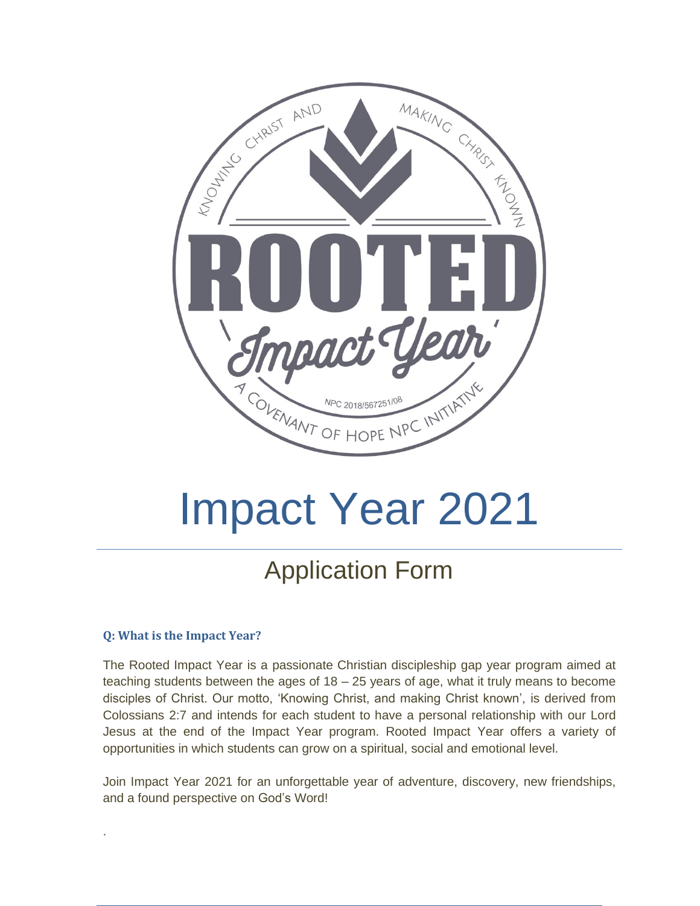# Impact Year 2021

## Application Form

### Q: What is the Impact Year?

The Rooted Impact Year is a passionate Christian discipleship gap year program aimed at teaching students between the ages of 18 – 25 years of age, what it truly means to become disciples of Christ. Our motto, 'Knowing Christ, and making Christ known', is derived from Colossians 2:7 and intends for each student to have a personal relationship with our Lord Jesus at the end of the Impact Year program. Rooted Impact Year offers a variety of opportunities in which students can grow on a spiritual, social and emotional level.

Join Impact Year 2021 for an unforgettable year of adventure, discovery, new friendships, and a found perspective on God's Word!

.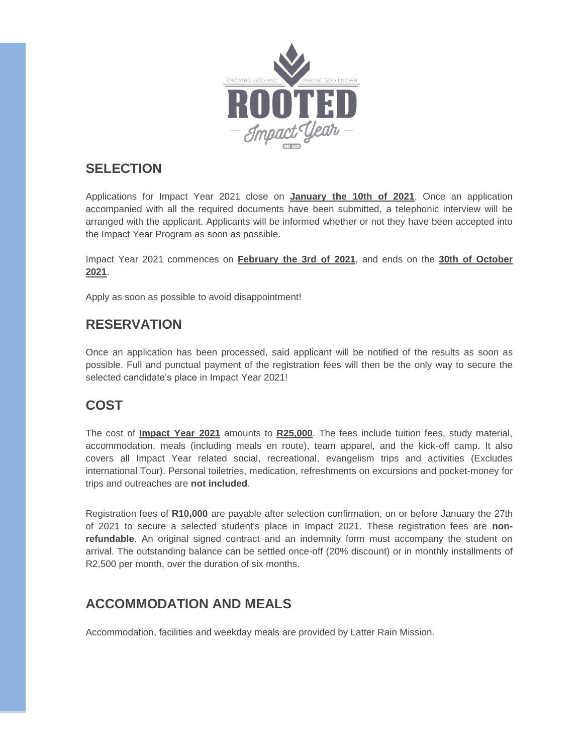## SELECTION

Applications for Impact Year 2021 close on **January the 10th of 2021**. Once an application accompanied with all the required documents have been submitted, a telephonic interview will be arranged with the applicant. Applicants will be informed whether or not they have been accepted into the Impact Year Program as soon as possible.

Impact Year 2021 commences on **February the 3rd of 2021**, and ends on the **30th of October 2021**.

Apply as soon as possible to avoid disappointment!

## RESERVATION

Once an application has been processed, said applicant will be notified of the results as soon as possible. Full and punctual payment of the registration fees will then be the only way to secure the selected candidate's place in Impact Year 2021!

## COST

The cost of **Impact Year 2021** amounts to **R25,000**. The fees include tuition fees, study material, accommodation, meals (including meals en route), team apparel, and the kick-off camp. It also covers all Impact Year related social, recreational, evangelism trips and activities (Excludes international Tour). Personal toiletries, medication, refreshments on excursions and pocket-money for trips and outreaches are **not included**.

Registration fees of **R10,000** are payable after selection confirmation, on or before January the 27th of 2021 to secure a selected student's place in Impact 2021. These registration fees are **non-refundable**. An original signed contract and an indemnity form must accompany the student on arrival. The outstanding balance can be settled once-off (20% discount) or in monthly installments of R2,500 per month, over the duration of six months.

## ACCOMMODATION AND MEALS

Accommodation, facilities and weekday meals are provided by Latter Rain Mission.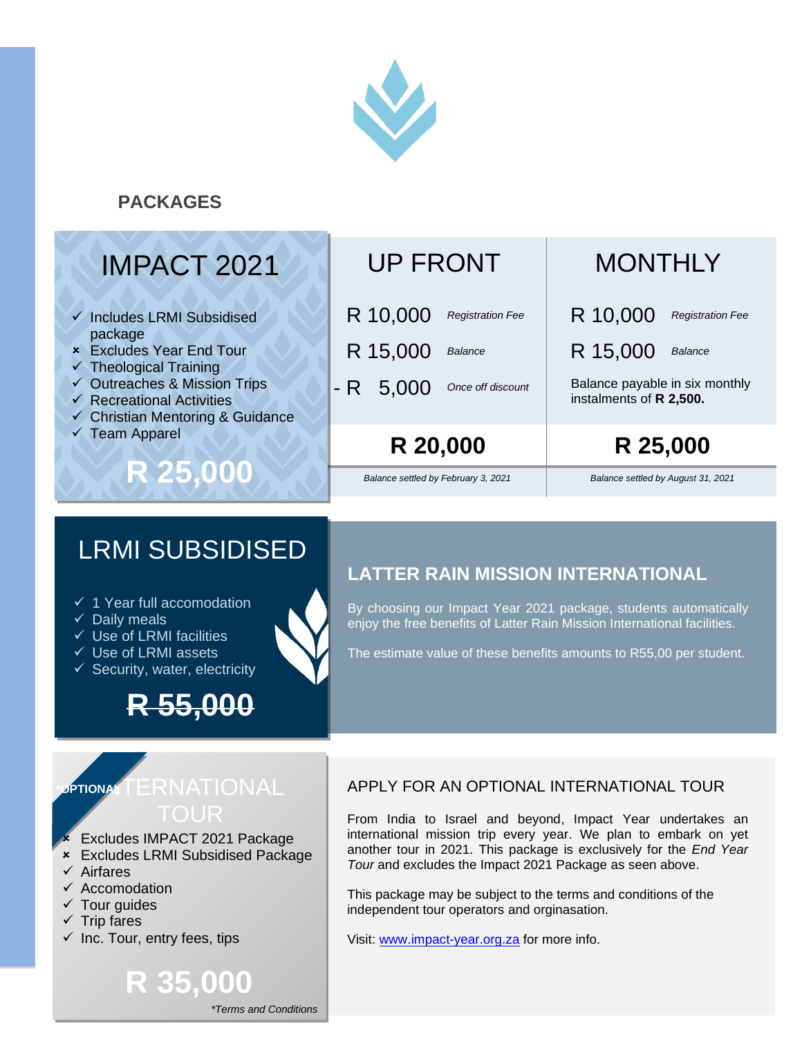## PACKAGES

### IMPACT 2021

- ✓ Includes LRMI Subsidised package
- × Excludes Year End Tour
- ✓ Theological Training
- ✓ Outreaches & Mission Trips
- ✓ Recreational Activities
- ✓ Christian Mentoring & Guidance
- ✓ Team Apparel

**R 25,000**

| UP FRONT | | MONTHLY | |
|---|---|---|---|
| R 10,000 | *Registration Fee* | R 10,000 | *Registration Fee* |
| R 15,000 | *Balance* | R 15,000 | *Balance* |
| - R 5,000 | *Once off discount* | Balance payable in six monthly instalments of **R 2,500.** | |
| **R 20,000** | | **R 25,000** | |
| *Balance settled by February 3, 2021* | | *Balance settled by August 31, 2021* | |

### LRMI SUBSIDISED

- ✓ 1 Year full accomodation
- ✓ Daily meals
- ✓ Use of LRMI facilities
- ✓ Use of LRMI assets
- ✓ Security, water, electricity

~~**R 55,000**~~

### LATTER RAIN MISSION INTERNATIONAL

By choosing our Impact Year 2021 package, students automatically enjoy the free benefits of Latter Rain Mission International facilities.

The estimate value of these benefits amounts to R55,00 per student.

### *OPTIONAL INTERNATIONAL TOUR

- × Excludes IMPACT 2021 Package
- × Excludes LRMI Subsidised Package
- ✓ Airfares
- ✓ Accomodation
- ✓ Tour guides
- ✓ Trip fares
- ✓ Inc. Tour, entry fees, tips

**R 35,000**

*\*Terms and Conditions*

### APPLY FOR AN OPTIONAL INTERNATIONAL TOUR

From India to Israel and beyond, Impact Year undertakes an international mission trip every year. We plan to embark on yet another tour in 2021. This package is exclusively for the *End Year Tour* and excludes the Impact 2021 Package as seen above.

This package may be subject to the terms and conditions of the independent tour operators and orginasation.

Visit: [www.impact-year.org.za](http://www.impact-year.org.za) for more info.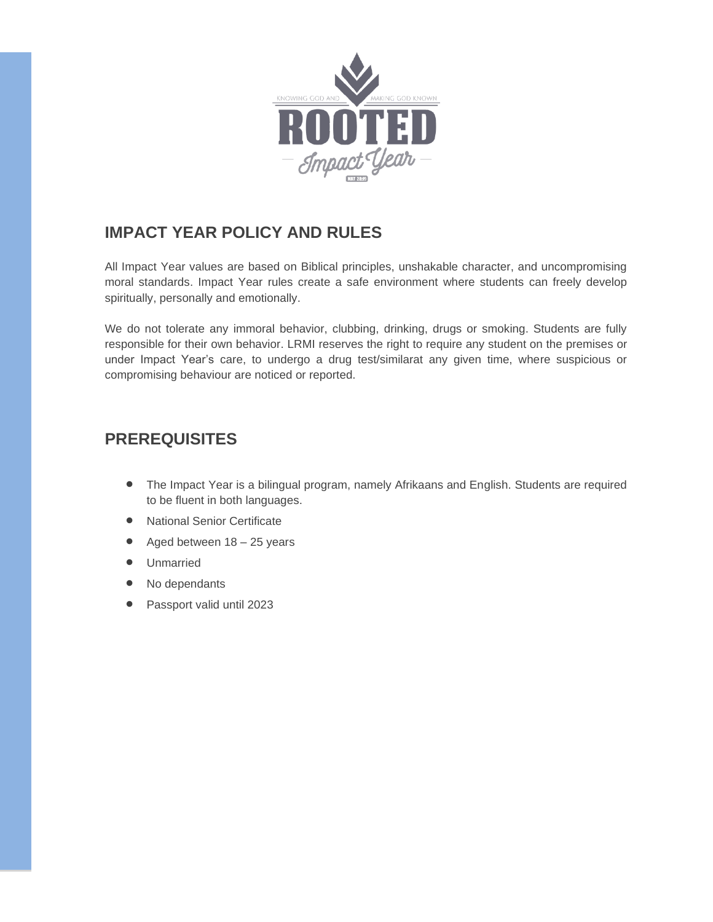## IMPACT YEAR POLICY AND RULES

All Impact Year values are based on Biblical principles, unshakable character, and uncompromising moral standards. Impact Year rules create a safe environment where students can freely develop spiritually, personally and emotionally.

We do not tolerate any immoral behavior, clubbing, drinking, drugs or smoking. Students are fully responsible for their own behavior. LRMI reserves the right to require any student on the premises or under Impact Year's care, to undergo a drug test/similarat any given time, where suspicious or compromising behaviour are noticed or reported.

## PREREQUISITES

- The Impact Year is a bilingual program, namely Afrikaans and English. Students are required to be fluent in both languages.
- National Senior Certificate
- Aged between 18 – 25 years
- Unmarried
- No dependants
- Passport valid until 2023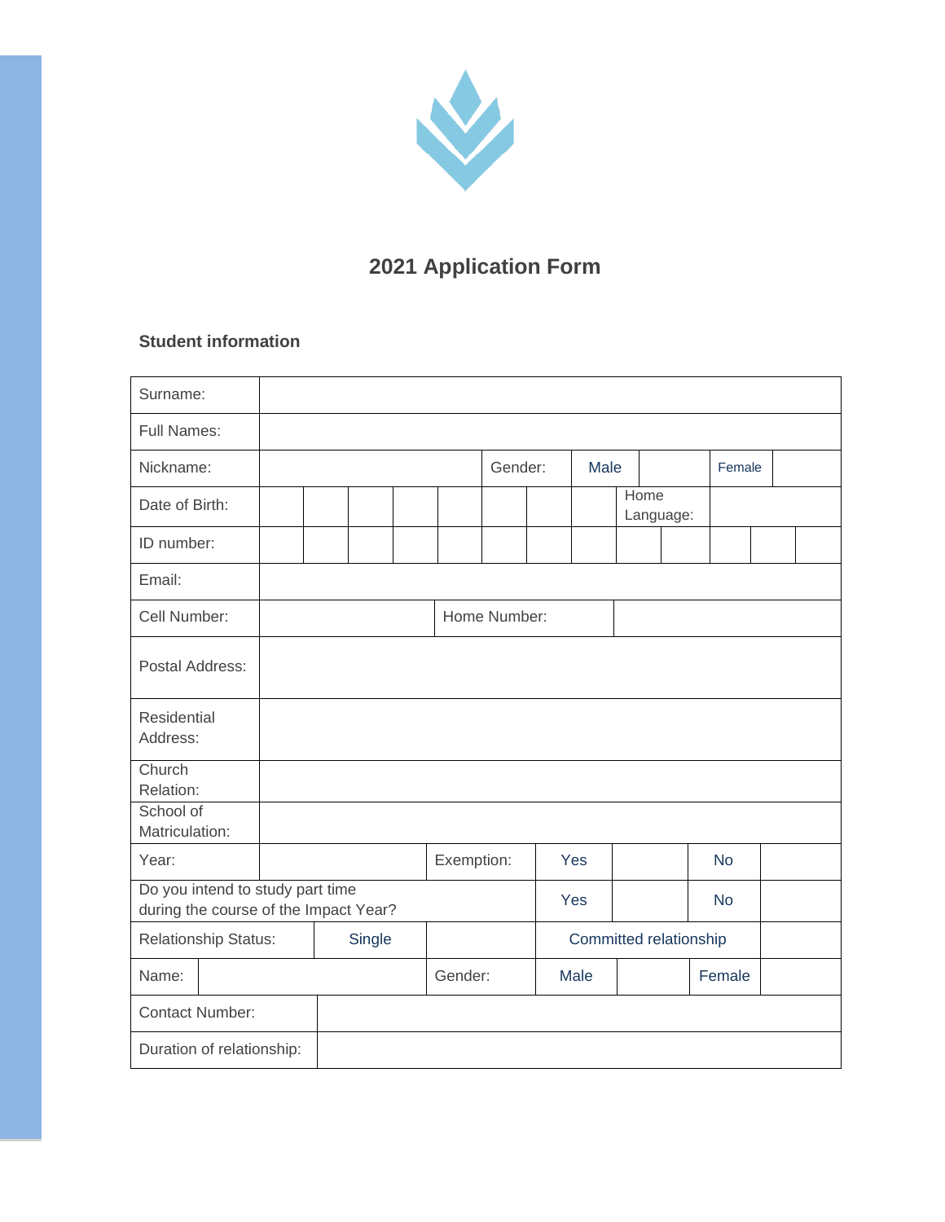# 2021 Application Form

### Student information

| Surname: | | | | | | | | | | | | |
|---|---|---|---|---|---|---|---|---|---|---|---|---|
| Full Names: | | | | | | | | | | | | |
| Nickname: | | | | | Gender: | | Male | | | Female | | |
| Date of Birth: | | | | | | | | Home Language: | | | | |
| ID number: | | | | | | | | | | | | |
| Email: | | | | | | | | | | | | |
| Cell Number: | | | | Home Number: | | | | | | | | |
| Postal Address: | | | | | | | | | | | | |
| Residential Address: | | | | | | | | | | | | |
| Church Relation: | | | | | | | | | | | | |
| School of Matriculation: | | | | | | | | | | | | |
| Year: | | | | Exemption: | | Yes | | | No | | | |
| Do you intend to study part time during the course of the Impact Year? | | | | | | Yes | | | No | | | |
| Relationship Status: | | Single | | | | Committed relationship | | | | | | |
| Name: | | | | Gender: | | Male | | | Female | | | |
| Contact Number: | | | | | | | | | | | | |
| Duration of relationship: | | | | | | | | | | | | |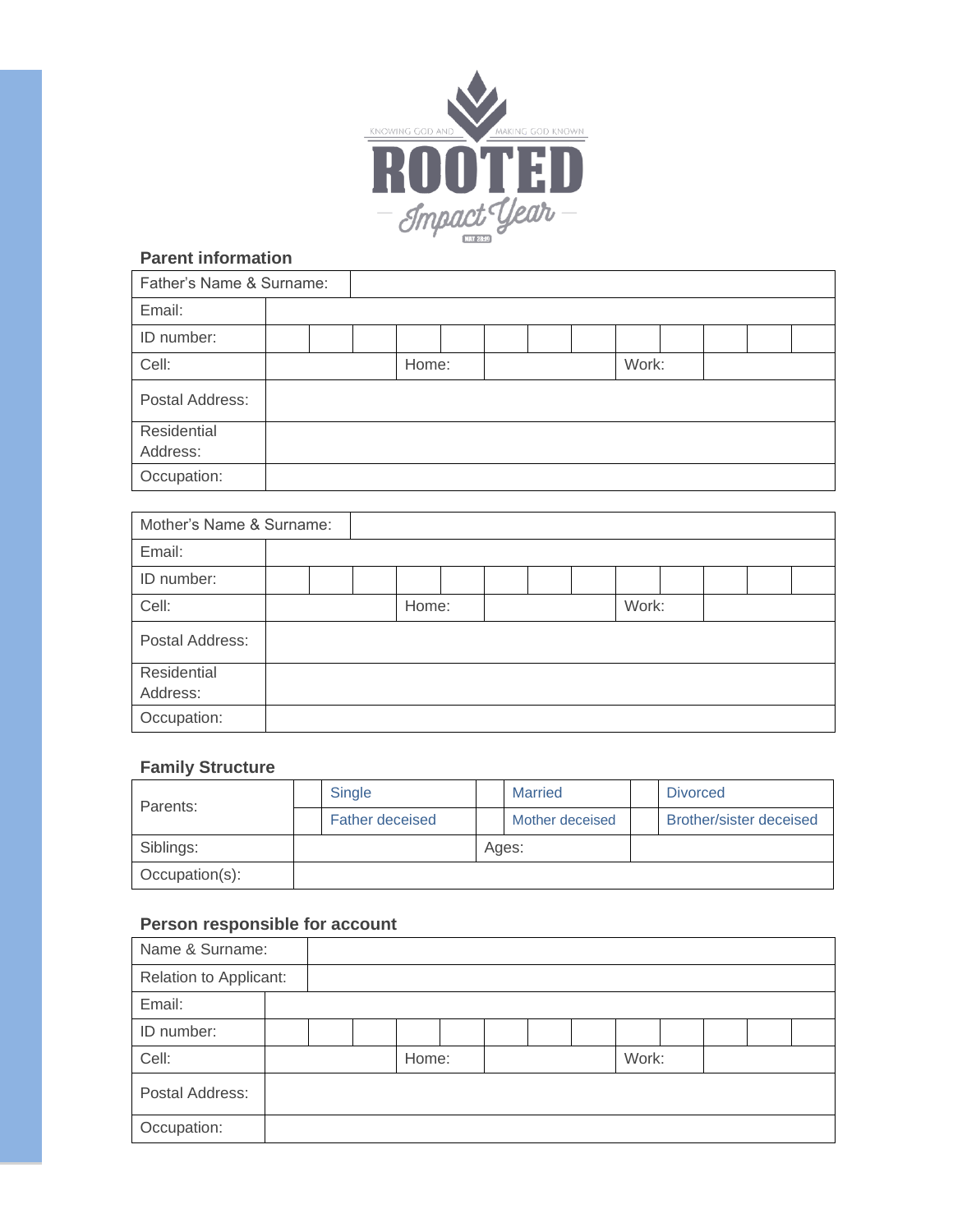KNOWING GOD AND MAKING GOD KNOWN

# ROOTED

Impact Year

### Parent information

| Father's Name & Surname: | | | | | | | | | | | | | |
|---|---|---|---|---|---|---|---|---|---|---|---|---|---|
| Email: | | | | | | | | | | | | | |
| ID number: | | | | | | | | | | | | | |
| Cell: | | | | Home: | | | | Work: | | | | | |
| Postal Address: | | | | | | | | | | | | | |
| Residential Address: | | | | | | | | | | | | | |
| Occupation: | | | | | | | | | | | | | |

| Mother's Name & Surname: | | | | | | | | | | | | | |
|---|---|---|---|---|---|---|---|---|---|---|---|---|---|
| Email: | | | | | | | | | | | | | |
| ID number: | | | | | | | | | | | | | |
| Cell: | | | | Home: | | | | Work: | | | | | |
| Postal Address: | | | | | | | | | | | | | |
| Residential Address: | | | | | | | | | | | | | |
| Occupation: | | | | | | | | | | | | | |

### Family Structure

| Parents: | | Single | | Married | | Divorced |
|---|---|---|---|---|---|---|
| | | Father deceised | | Mother deceised | | Brother/sister deceised |
| Siblings: | | | Ages: | | | |
| Occupation(s): | | | | | | |

### Person responsible for account

| Name & Surname: | | | | | | | | | | | | | |
|---|---|---|---|---|---|---|---|---|---|---|---|---|---|
| Relation to Applicant: | | | | | | | | | | | | | |
| Email: | | | | | | | | | | | | | |
| ID number: | | | | | | | | | | | | | |
| Cell: | | | | Home: | | | | Work: | | | | | |
| Postal Address: | | | | | | | | | | | | | |
| Occupation: | | | | | | | | | | | | | |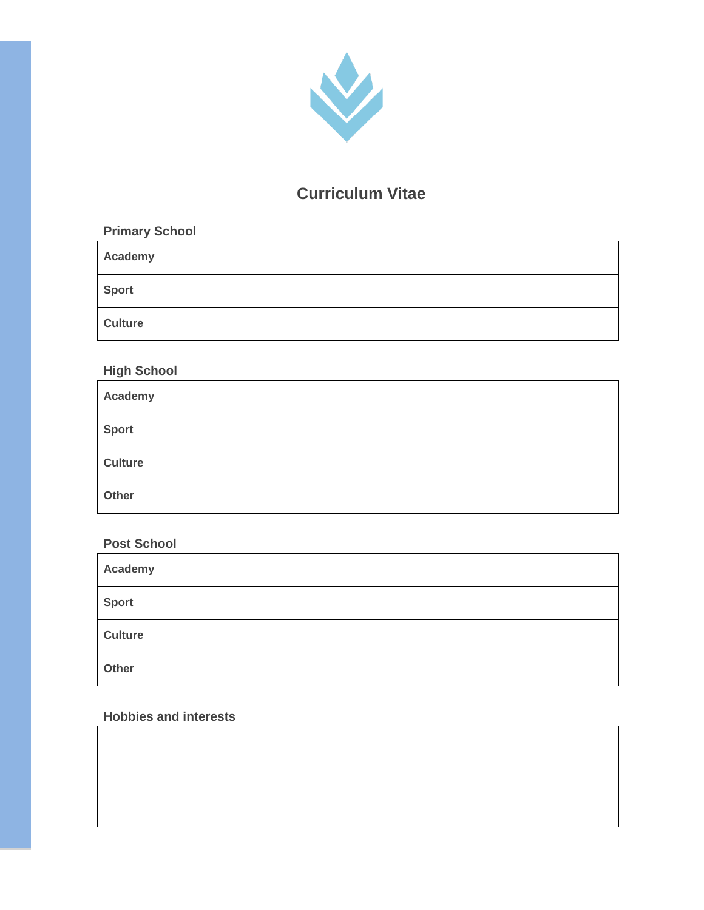# Curriculum Vitae

## Primary School

| | |
|---|---|
| **Academy** | |
| **Sport** | |
| **Culture** | |

## High School

| | |
|---|---|
| **Academy** | |
| **Sport** | |
| **Culture** | |
| **Other** | |

## Post School

| | |
|---|---|
| **Academy** | |
| **Sport** | |
| **Culture** | |
| **Other** | |

## Hobbies and interests

| |
|---|
| |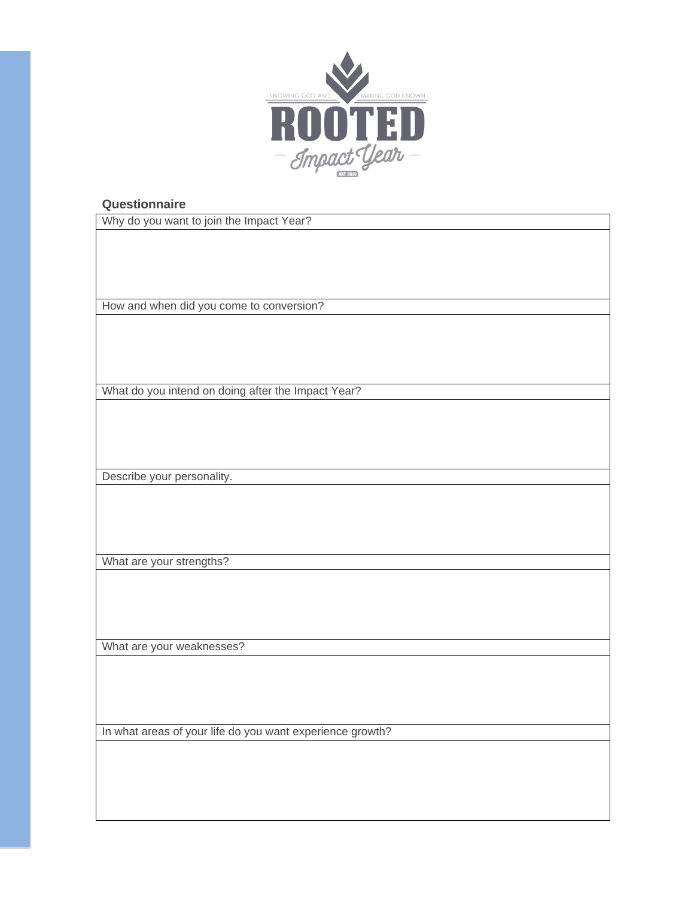## Questionnaire

| Why do you want to join the Impact Year? |
| --- |
| |
| **How and when did you come to conversion?** |
| |
| **What do you intend on doing after the Impact Year?** |
| |
| **Describe your personality.** |
| |
| **What are your strengths?** |
| |
| **What are your weaknesses?** |
| |
| **In what areas of your life do you want experience growth?** |
| |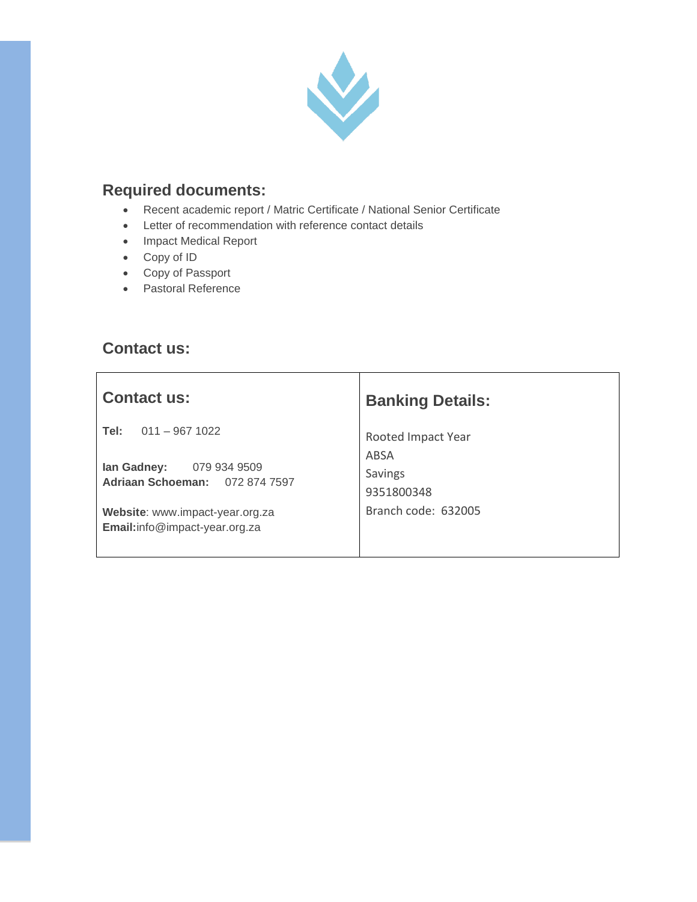## Required documents:

- Recent academic report / Matric Certificate / National Senior Certificate
- Letter of recommendation with reference contact details
- Impact Medical Report
- Copy of ID
- Copy of Passport
- Pastoral Reference

## Contact us:

| | |
|---|---|
| **Contact us:**<br><br>**Tel:** 011 – 967 1022<br><br>**Ian Gadney:** 079 934 9509<br>**Adriaan Schoeman:** 072 874 7597<br><br>**Website**: www.impact-year.org.za<br>**Email:**info@impact-year.org.za | **Banking Details:**<br><br>Rooted Impact Year<br>ABSA<br>Savings<br>9351800348<br>Branch code: 632005 |